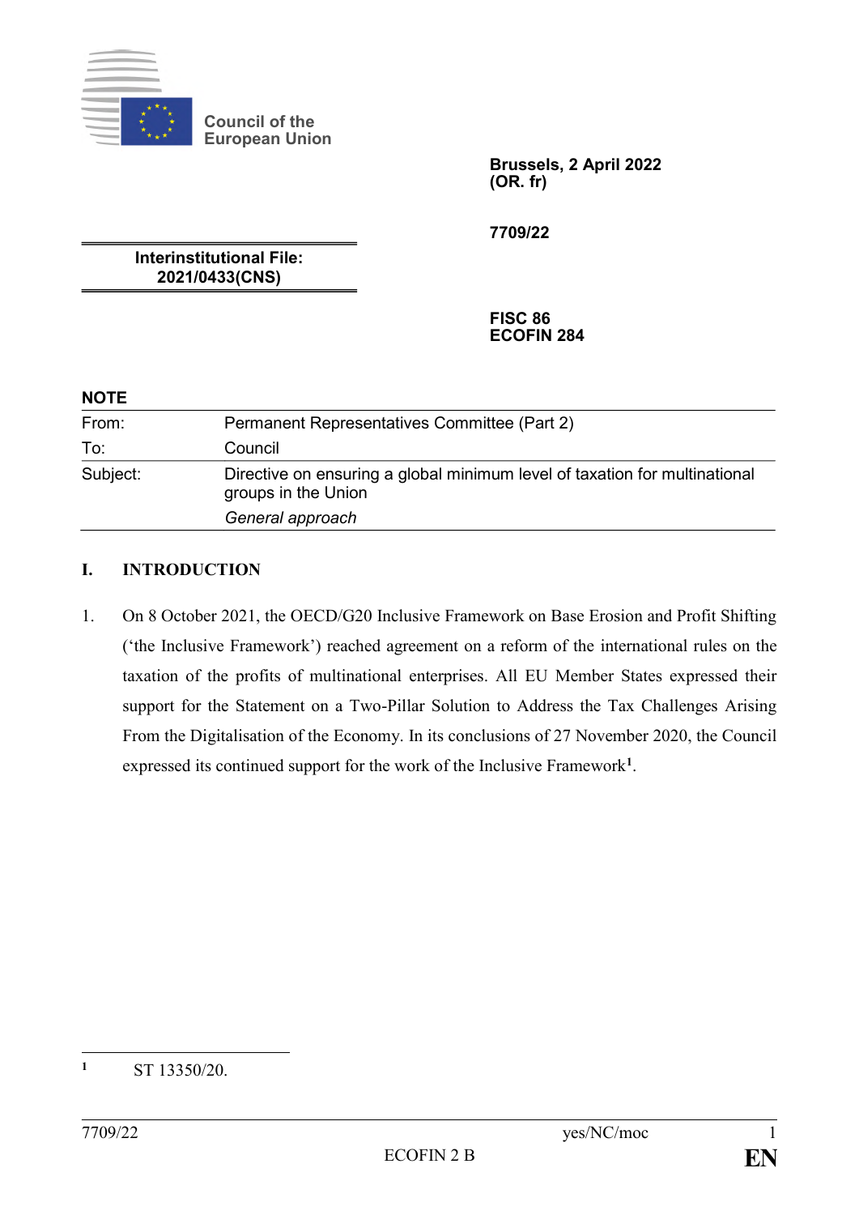Council of the European Union

**Brussels, 2 April 2022**
**(OR. fr)**

**7709/22**

**Interinstitutional File:**
**2021/0433(CNS)**

**FISC 86**
**ECOFIN 284**

**NOTE**

| | |
|---|---|
| From: | Permanent Representatives Committee (Part 2) |
| To: | Council |
| Subject: | Directive on ensuring a global minimum level of taxation for multinational groups in the Union<br>*General approach* |

## I. INTRODUCTION

1. On 8 October 2021, the OECD/G20 Inclusive Framework on Base Erosion and Profit Shifting ('the Inclusive Framework') reached agreement on a reform of the international rules on the taxation of the profits of multinational enterprises. All EU Member States expressed their support for the Statement on a Two-Pillar Solution to Address the Tax Challenges Arising From the Digitalisation of the Economy. In its conclusions of 27 November 2020, the Council expressed its continued support for the work of the Inclusive Framework[1].

---

[1] ST 13350/20.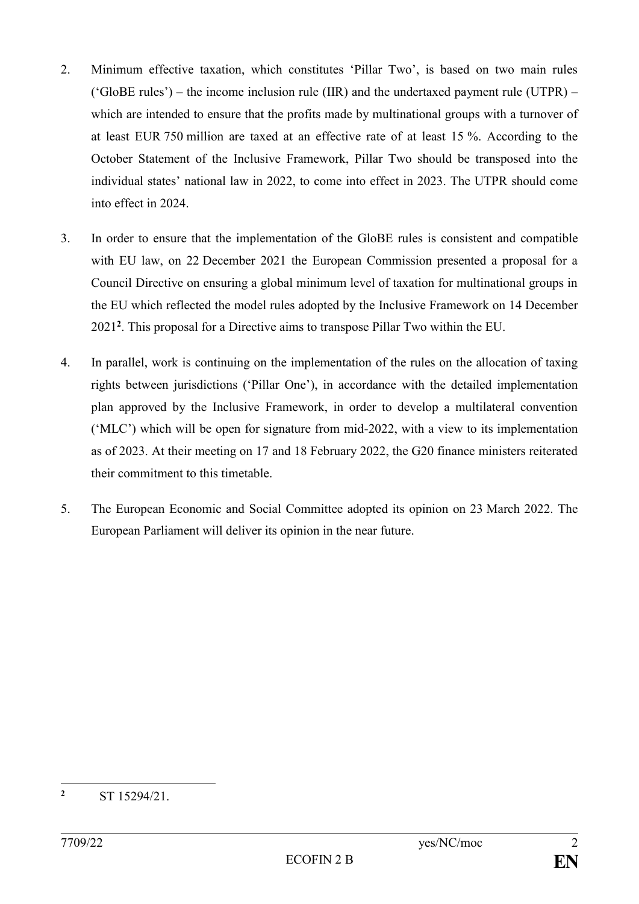2. Minimum effective taxation, which constitutes 'Pillar Two', is based on two main rules ('GloBE rules') – the income inclusion rule (IIR) and the undertaxed payment rule (UTPR) – which are intended to ensure that the profits made by multinational groups with a turnover of at least EUR 750 million are taxed at an effective rate of at least 15 %. According to the October Statement of the Inclusive Framework, Pillar Two should be transposed into the individual states' national law in 2022, to come into effect in 2023. The UTPR should come into effect in 2024.

3. In order to ensure that the implementation of the GloBE rules is consistent and compatible with EU law, on 22 December 2021 the European Commission presented a proposal for a Council Directive on ensuring a global minimum level of taxation for multinational groups in the EU which reflected the model rules adopted by the Inclusive Framework on 14 December 2021[2]. This proposal for a Directive aims to transpose Pillar Two within the EU.

4. In parallel, work is continuing on the implementation of the rules on the allocation of taxing rights between jurisdictions ('Pillar One'), in accordance with the detailed implementation plan approved by the Inclusive Framework, in order to develop a multilateral convention ('MLC') which will be open for signature from mid-2022, with a view to its implementation as of 2023. At their meeting on 17 and 18 February 2022, the G20 finance ministers reiterated their commitment to this timetable.

5. The European Economic and Social Committee adopted its opinion on 23 March 2022. The European Parliament will deliver its opinion in the near future.

---

[2] ST 15294/21.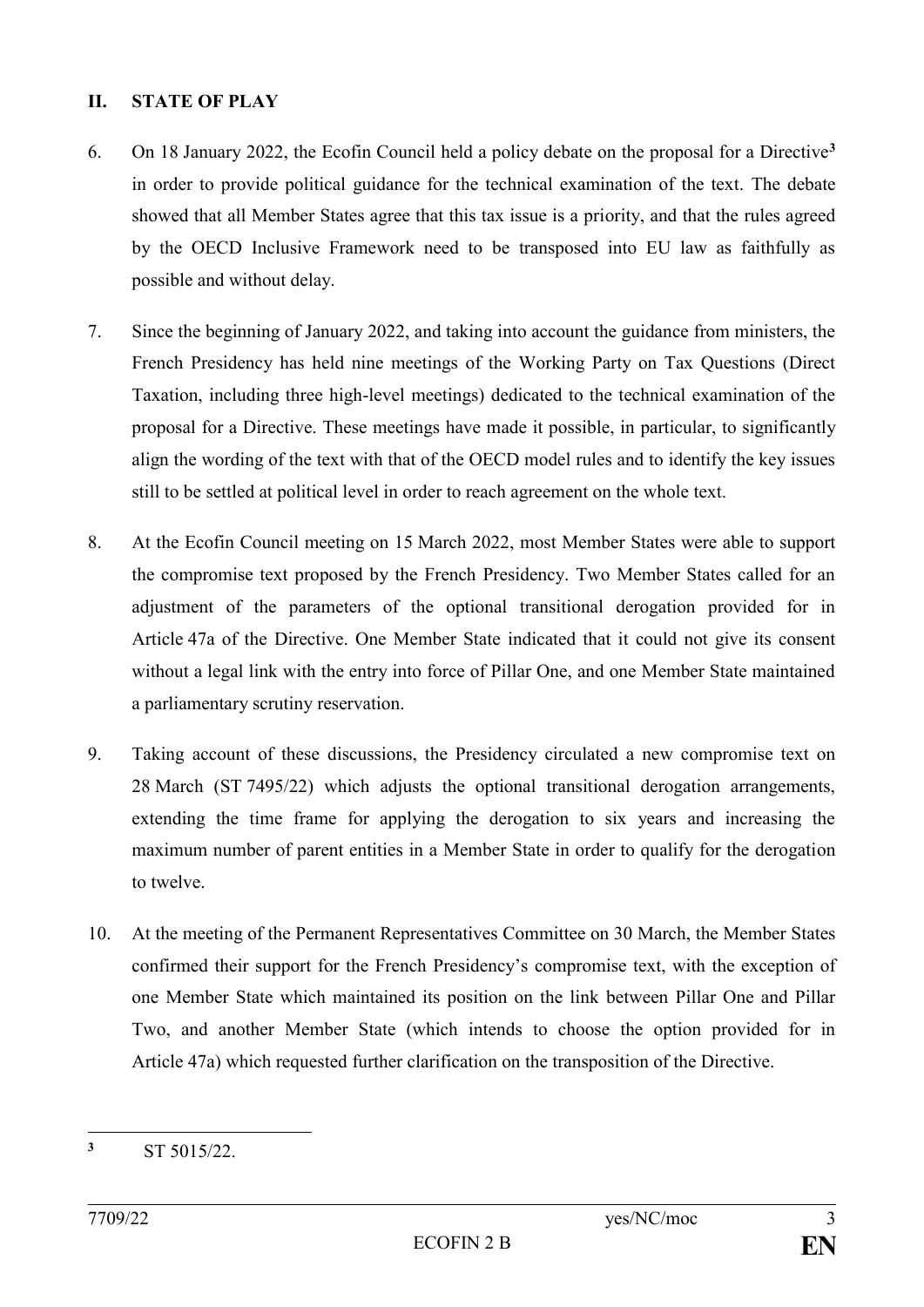## II. STATE OF PLAY

6. On 18 January 2022, the Ecofin Council held a policy debate on the proposal for a Directive[3] in order to provide political guidance for the technical examination of the text. The debate showed that all Member States agree that this tax issue is a priority, and that the rules agreed by the OECD Inclusive Framework need to be transposed into EU law as faithfully as possible and without delay.

7. Since the beginning of January 2022, and taking into account the guidance from ministers, the French Presidency has held nine meetings of the Working Party on Tax Questions (Direct Taxation, including three high-level meetings) dedicated to the technical examination of the proposal for a Directive. These meetings have made it possible, in particular, to significantly align the wording of the text with that of the OECD model rules and to identify the key issues still to be settled at political level in order to reach agreement on the whole text.

8. At the Ecofin Council meeting on 15 March 2022, most Member States were able to support the compromise text proposed by the French Presidency. Two Member States called for an adjustment of the parameters of the optional transitional derogation provided for in Article 47a of the Directive. One Member State indicated that it could not give its consent without a legal link with the entry into force of Pillar One, and one Member State maintained a parliamentary scrutiny reservation.

9. Taking account of these discussions, the Presidency circulated a new compromise text on 28 March (ST 7495/22) which adjusts the optional transitional derogation arrangements, extending the time frame for applying the derogation to six years and increasing the maximum number of parent entities in a Member State in order to qualify for the derogation to twelve.

10. At the meeting of the Permanent Representatives Committee on 30 March, the Member States confirmed their support for the French Presidency's compromise text, with the exception of one Member State which maintained its position on the link between Pillar One and Pillar Two, and another Member State (which intends to choose the option provided for in Article 47a) which requested further clarification on the transposition of the Directive.

---

[3] ST 5015/22.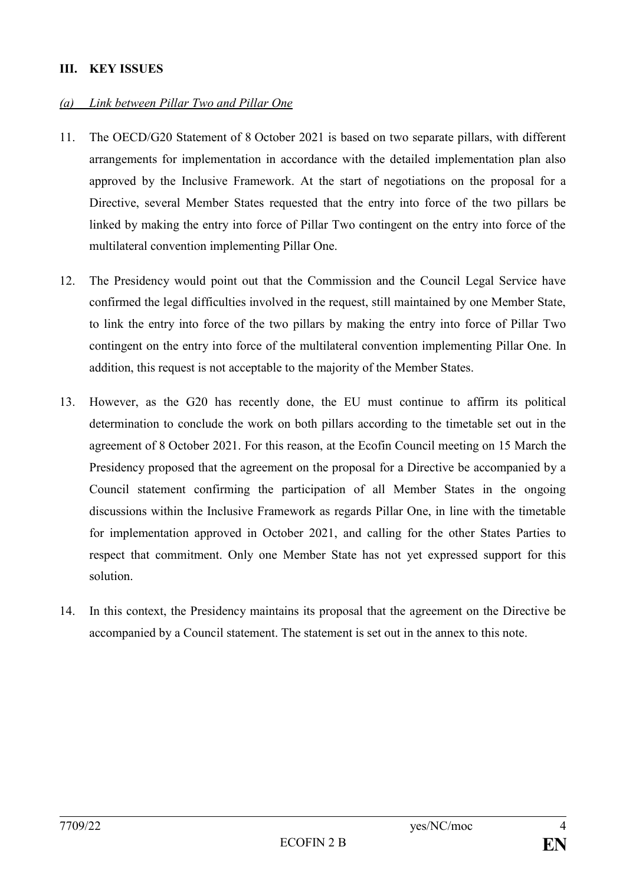## III. KEY ISSUES

### *(a) Link between Pillar Two and Pillar One*

11. The OECD/G20 Statement of 8 October 2021 is based on two separate pillars, with different arrangements for implementation in accordance with the detailed implementation plan also approved by the Inclusive Framework. At the start of negotiations on the proposal for a Directive, several Member States requested that the entry into force of the two pillars be linked by making the entry into force of Pillar Two contingent on the entry into force of the multilateral convention implementing Pillar One.

12. The Presidency would point out that the Commission and the Council Legal Service have confirmed the legal difficulties involved in the request, still maintained by one Member State, to link the entry into force of the two pillars by making the entry into force of Pillar Two contingent on the entry into force of the multilateral convention implementing Pillar One. In addition, this request is not acceptable to the majority of the Member States.

13. However, as the G20 has recently done, the EU must continue to affirm its political determination to conclude the work on both pillars according to the timetable set out in the agreement of 8 October 2021. For this reason, at the Ecofin Council meeting on 15 March the Presidency proposed that the agreement on the proposal for a Directive be accompanied by a Council statement confirming the participation of all Member States in the ongoing discussions within the Inclusive Framework as regards Pillar One, in line with the timetable for implementation approved in October 2021, and calling for the other States Parties to respect that commitment. Only one Member State has not yet expressed support for this solution.

14. In this context, the Presidency maintains its proposal that the agreement on the Directive be accompanied by a Council statement. The statement is set out in the annex to this note.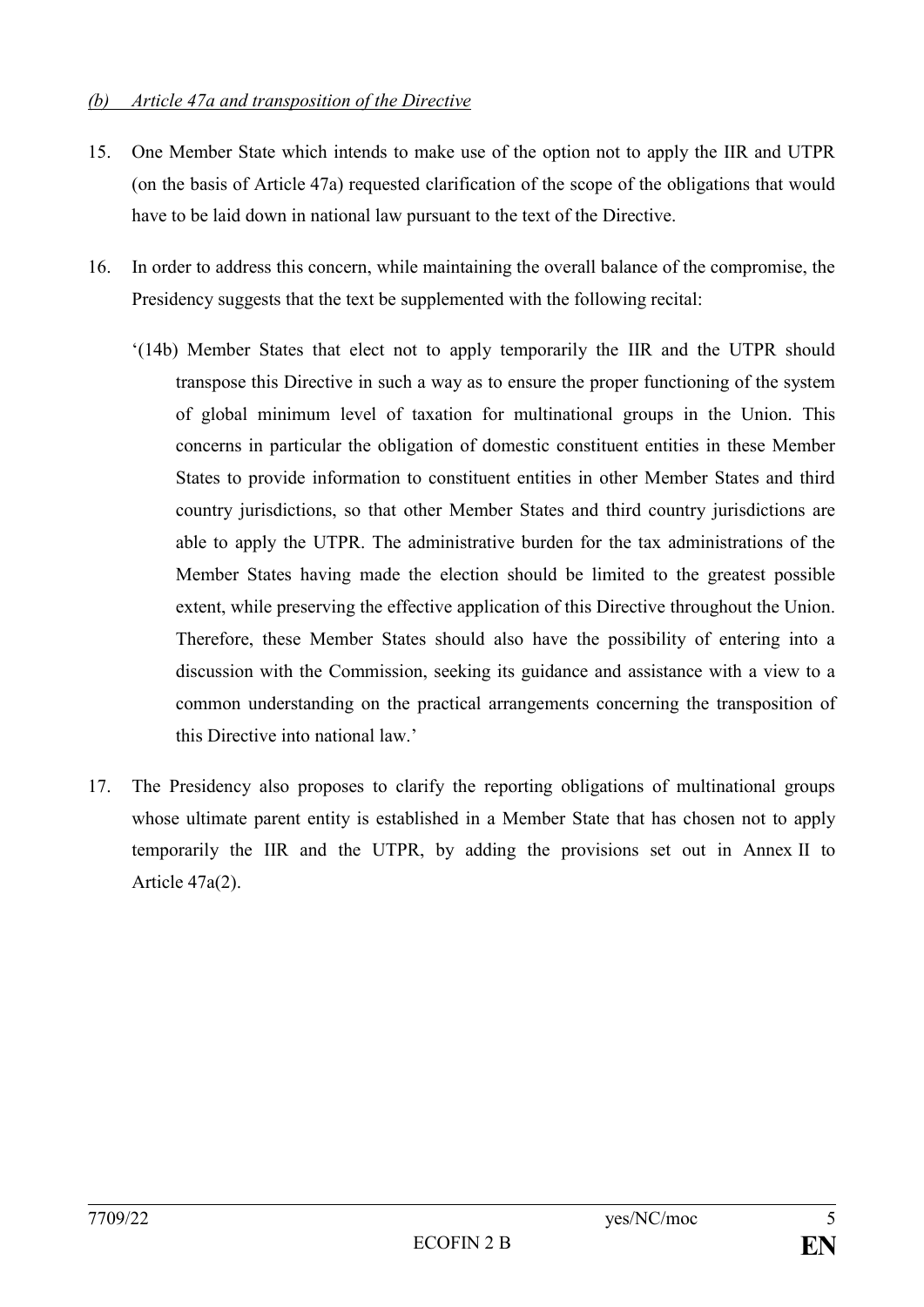*(b) Article 47a and transposition of the Directive*

15. One Member State which intends to make use of the option not to apply the IIR and UTPR (on the basis of Article 47a) requested clarification of the scope of the obligations that would have to be laid down in national law pursuant to the text of the Directive.

16. In order to address this concern, while maintaining the overall balance of the compromise, the Presidency suggests that the text be supplemented with the following recital:

    '(14b) Member States that elect not to apply temporarily the IIR and the UTPR should transpose this Directive in such a way as to ensure the proper functioning of the system of global minimum level of taxation for multinational groups in the Union. This concerns in particular the obligation of domestic constituent entities in these Member States to provide information to constituent entities in other Member States and third country jurisdictions, so that other Member States and third country jurisdictions are able to apply the UTPR. The administrative burden for the tax administrations of the Member States having made the election should be limited to the greatest possible extent, while preserving the effective application of this Directive throughout the Union. Therefore, these Member States should also have the possibility of entering into a discussion with the Commission, seeking its guidance and assistance with a view to a common understanding on the practical arrangements concerning the transposition of this Directive into national law.'

17. The Presidency also proposes to clarify the reporting obligations of multinational groups whose ultimate parent entity is established in a Member State that has chosen not to apply temporarily the IIR and the UTPR, by adding the provisions set out in Annex II to Article 47a(2).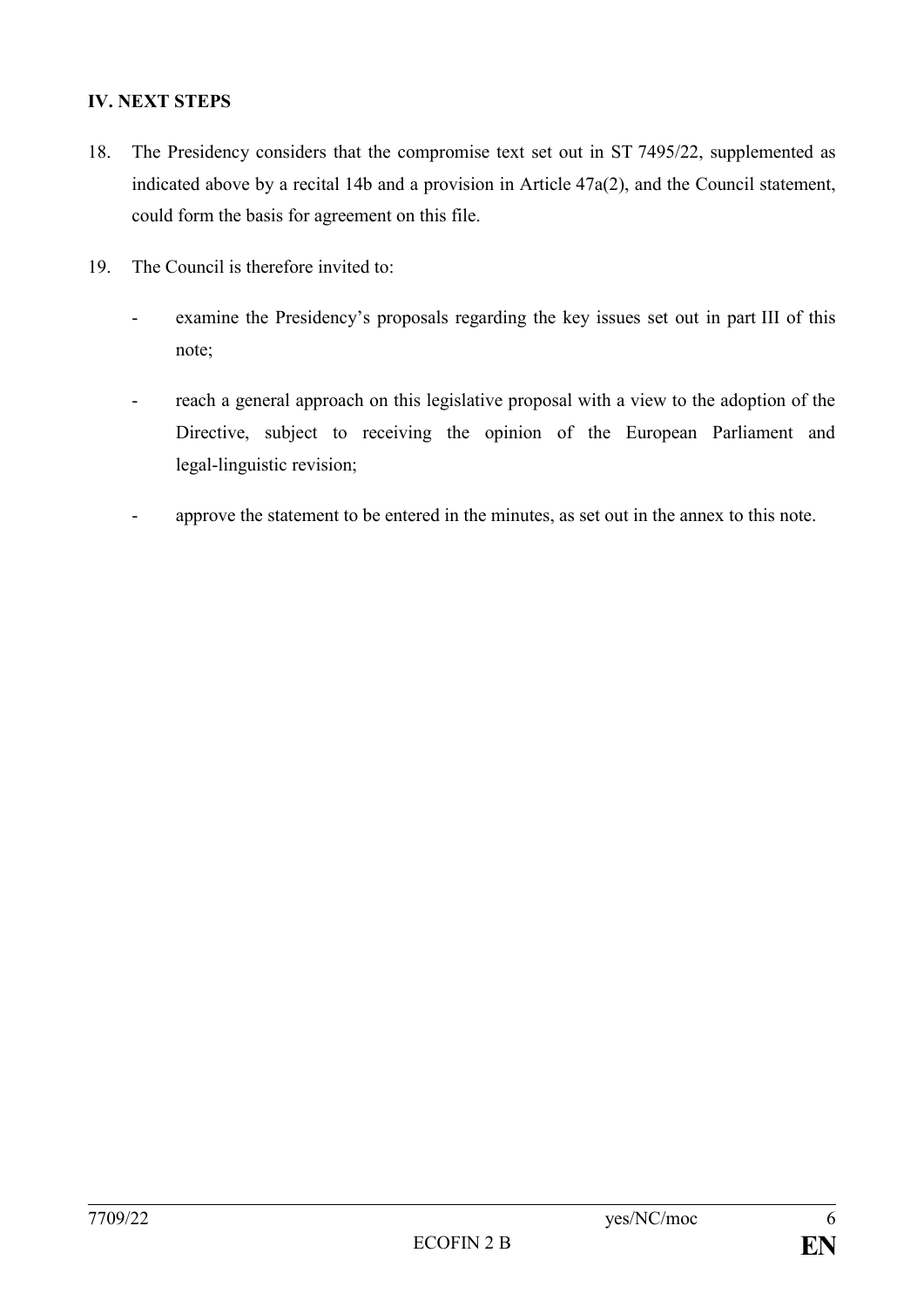## IV. NEXT STEPS

18. The Presidency considers that the compromise text set out in ST 7495/22, supplemented as indicated above by a recital 14b and a provision in Article 47a(2), and the Council statement, could form the basis for agreement on this file.

19. The Council is therefore invited to:

   - examine the Presidency's proposals regarding the key issues set out in part III of this note;

   - reach a general approach on this legislative proposal with a view to the adoption of the Directive, subject to receiving the opinion of the European Parliament and legal-linguistic revision;

   - approve the statement to be entered in the minutes, as set out in the annex to this note.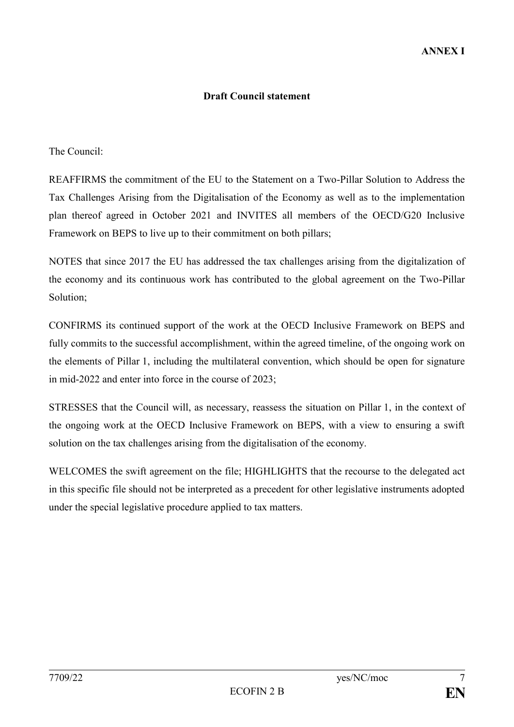**ANNEX I**

## Draft Council statement

The Council:

REAFFIRMS the commitment of the EU to the Statement on a Two-Pillar Solution to Address the Tax Challenges Arising from the Digitalisation of the Economy as well as to the implementation plan thereof agreed in October 2021 and INVITES all members of the OECD/G20 Inclusive Framework on BEPS to live up to their commitment on both pillars;

NOTES that since 2017 the EU has addressed the tax challenges arising from the digitalization of the economy and its continuous work has contributed to the global agreement on the Two-Pillar Solution;

CONFIRMS its continued support of the work at the OECD Inclusive Framework on BEPS and fully commits to the successful accomplishment, within the agreed timeline, of the ongoing work on the elements of Pillar 1, including the multilateral convention, which should be open for signature in mid-2022 and enter into force in the course of 2023;

STRESSES that the Council will, as necessary, reassess the situation on Pillar 1, in the context of the ongoing work at the OECD Inclusive Framework on BEPS, with a view to ensuring a swift solution on the tax challenges arising from the digitalisation of the economy.

WELCOMES the swift agreement on the file; HIGHLIGHTS that the recourse to the delegated act in this specific file should not be interpreted as a precedent for other legislative instruments adopted under the special legislative procedure applied to tax matters.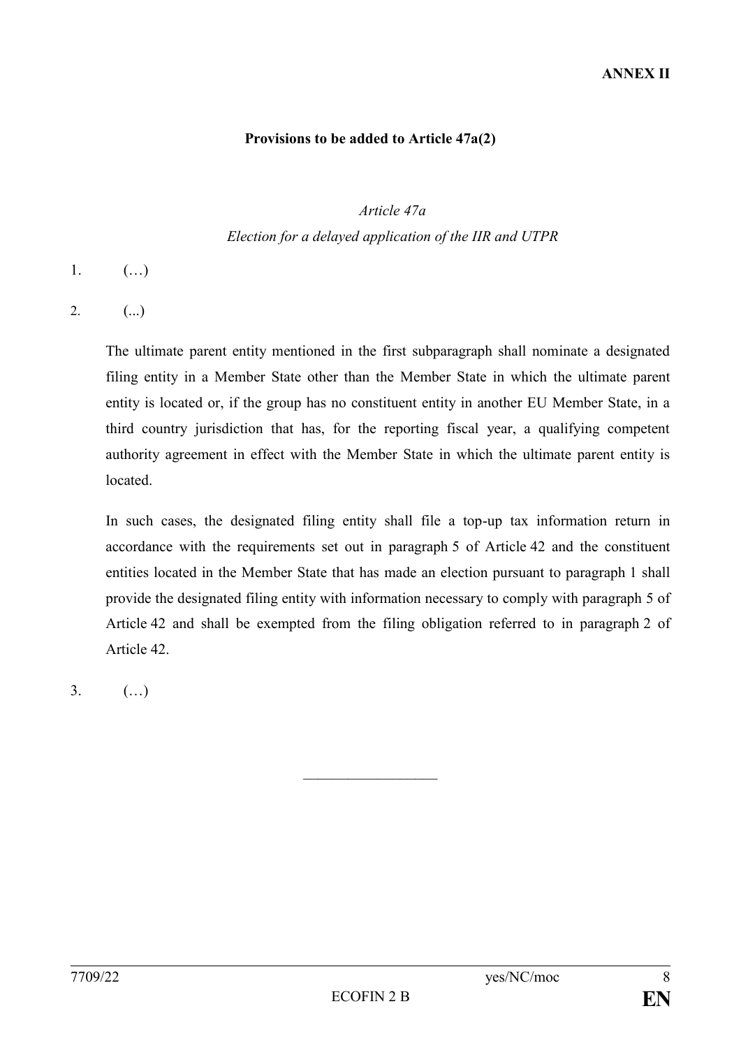**ANNEX II**

**Provisions to be added to Article 47a(2)**

*Article 47a*

*Election for a delayed application of the IIR and UTPR*

1. (…)

2. (...)

The ultimate parent entity mentioned in the first subparagraph shall nominate a designated filing entity in a Member State other than the Member State in which the ultimate parent entity is located or, if the group has no constituent entity in another EU Member State, in a third country jurisdiction that has, for the reporting fiscal year, a qualifying competent authority agreement in effect with the Member State in which the ultimate parent entity is located.

In such cases, the designated filing entity shall file a top-up tax information return in accordance with the requirements set out in paragraph 5 of Article 42 and the constituent entities located in the Member State that has made an election pursuant to paragraph 1 shall provide the designated filing entity with information necessary to comply with paragraph 5 of Article 42 and shall be exempted from the filing obligation referred to in paragraph 2 of Article 42.

3. (…)

\_\_\_\_\_\_\_\_\_\_\_\_\_\_\_\_\_\_\_\_